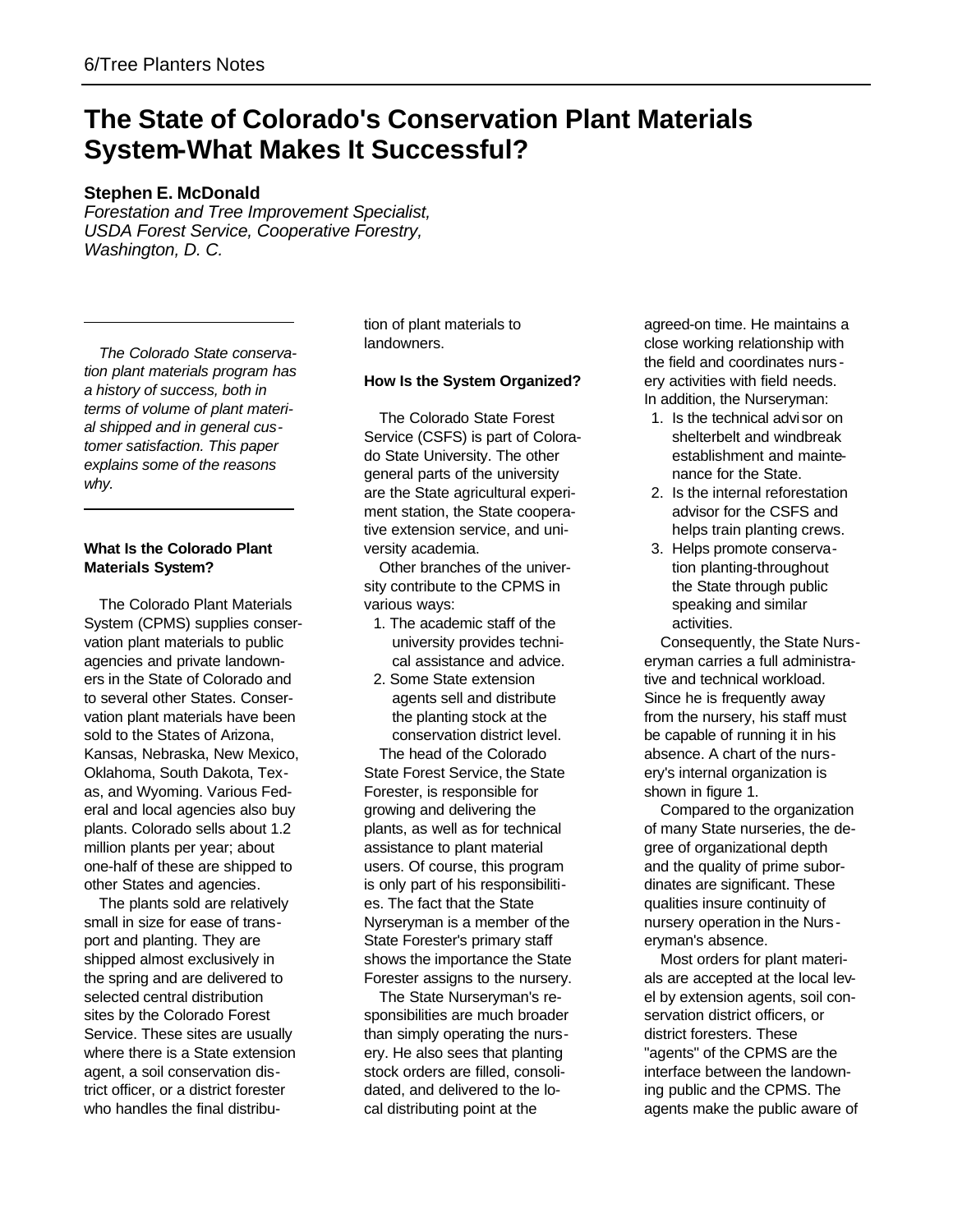# The State of Colorado's Conservation Plant Materials System-What Makes It Successful?

**Stephen E. McDonald**

*Forestation and Tree Improvement Specialist, USDA Forest Service, Cooperative Forestry, Washington, D. C.*

*The Colorado State conservation plant materials program has a history of success, both in terms of volume of plant material shipped and in general customer satisfaction. This paper explains some of the reasons why.*

**What Is the Colorado Plant Materials System?**

The Colorado Plant Materials System (CPMS) supplies conservation plant materials to public agencies and private landowners in the State of Colorado and to several other States. Conservation plant materials have been sold to the States of Arizona, Kansas, Nebraska, New Mexico, Oklahoma, South Dakota, Texas, and Wyoming. Various Federal and local agencies also buy plants. Colorado sells about 1.2 million plants per year; about one-half of these are shipped to other States and agencies.

The plants sold are relatively small in size for ease of transport and planting. They are shipped almost exclusively in the spring and are delivered to selected central distribution sites by the Colorado Forest Service. These sites are usually where there is a State extension agent, a soil conservation district officer, or a district forester who handles the final distribution of plant materials to landowners.

**How Is the System Organized?**

The Colorado State Forest Service (CSFS) is part of Colorado State University. The other general parts of the university are the State agricultural experiment station, the State cooperative extension service, and university academia.

Other branches of the university contribute to the CPMS in various ways:

1. The academic staff of the university provides technical assistance and advice.
2. Some State extension agents sell and distribute the planting stock at the conservation district level.

The head of the Colorado State Forest Service, the State Forester, is responsible for growing and delivering the plants, as well as for technical assistance to plant material users. Of course, this program is only part of his responsibilities. The fact that the State Nyrseryman is a member of the State Forester's primary staff shows the importance the State Forester assigns to the nursery.

The State Nurseryman's responsibilities are much broader than simply operating the nursery. He also sees that planting stock orders are filled, consolidated, and delivered to the local distributing point at the agreed-on time. He maintains a close working relationship with the field and coordinates nursery activities with field needs. In addition, the Nurseryman:

1. Is the technical advisor on shelterbelt and windbreak establishment and maintenance for the State.
2. Is the internal reforestation advisor for the CSFS and helps train planting crews.
3. Helps promote conservation planting-throughout the State through public speaking and similar activities.

Consequently, the State Nurseryman carries a full administrative and technical workload. Since he is frequently away from the nursery, his staff must be capable of running it in his absence. A chart of the nursery's internal organization is shown in figure 1.

Compared to the organization of many State nurseries, the degree of organizational depth and the quality of prime subordinates are significant. These qualities insure continuity of nursery operation in the Nurseryman's absence.

Most orders for plant materials are accepted at the local level by extension agents, soil conservation district officers, or district foresters. These "agents" of the CPMS are the interface between the landowning public and the CPMS. The agents make the public aware of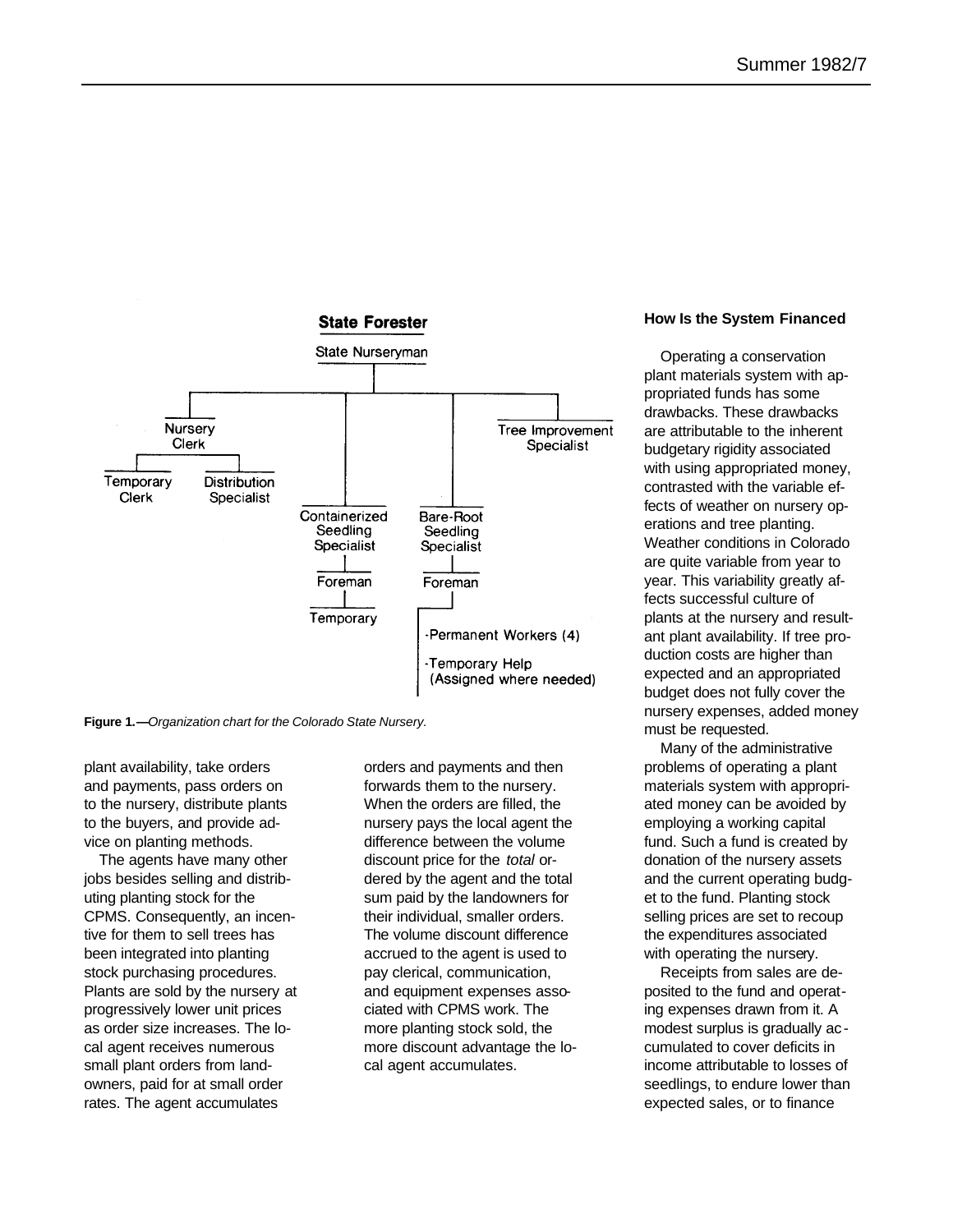**State Forester**

State Nurseryman

- Nursery Clerk
  - Temporary Clerk
  - Distribution Specialist
- Containerized Seedling Specialist
  - Foreman
    - Temporary
- Bare-Root Seedling Specialist
  - Foreman
    - Permanent Workers (4)
    - Temporary Help (Assigned where needed)
- Tree Improvement Specialist

**Figure 1.**—*Organization chart for the Colorado State Nursery.*

plant availability, take orders and payments, pass orders on to the nursery, distribute plants to the buyers, and provide advice on planting methods.

The agents have many other jobs besides selling and distributing planting stock for the CPMS. Consequently, an incentive for them to sell trees has been integrated into planting stock purchasing procedures. Plants are sold by the nursery at progressively lower unit prices as order size increases. The local agent receives numerous small plant orders from landowners, paid for at small order rates. The agent accumulates orders and payments and then forwards them to the nursery. When the orders are filled, the nursery pays the local agent the difference between the volume discount price for the *total* ordered by the agent and the total sum paid by the landowners for their individual, smaller orders. The volume discount difference accrued to the agent is used to pay clerical, communication, and equipment expenses associated with CPMS work. The more planting stock sold, the more discount advantage the local agent accumulates.

### How Is the System Financed

Operating a conservation plant materials system with appropriated funds has some drawbacks. These drawbacks are attributable to the inherent budgetary rigidity associated with using appropriated money, contrasted with the variable effects of weather on nursery operations and tree planting. Weather conditions in Colorado are quite variable from year to year. This variability greatly affects successful culture of plants at the nursery and resultant plant availability. If tree production costs are higher than expected and an appropriated budget does not fully cover the nursery expenses, added money must be requested.

Many of the administrative problems of operating a plant materials system with appropriated money can be avoided by employing a working capital fund. Such a fund is created by donation of the nursery assets and the current operating budget to the fund. Planting stock selling prices are set to recoup the expenditures associated with operating the nursery.

Receipts from sales are deposited to the fund and operating expenses drawn from it. A modest surplus is gradually accumulated to cover deficits in income attributable to losses of seedlings, to endure lower than expected sales, or to finance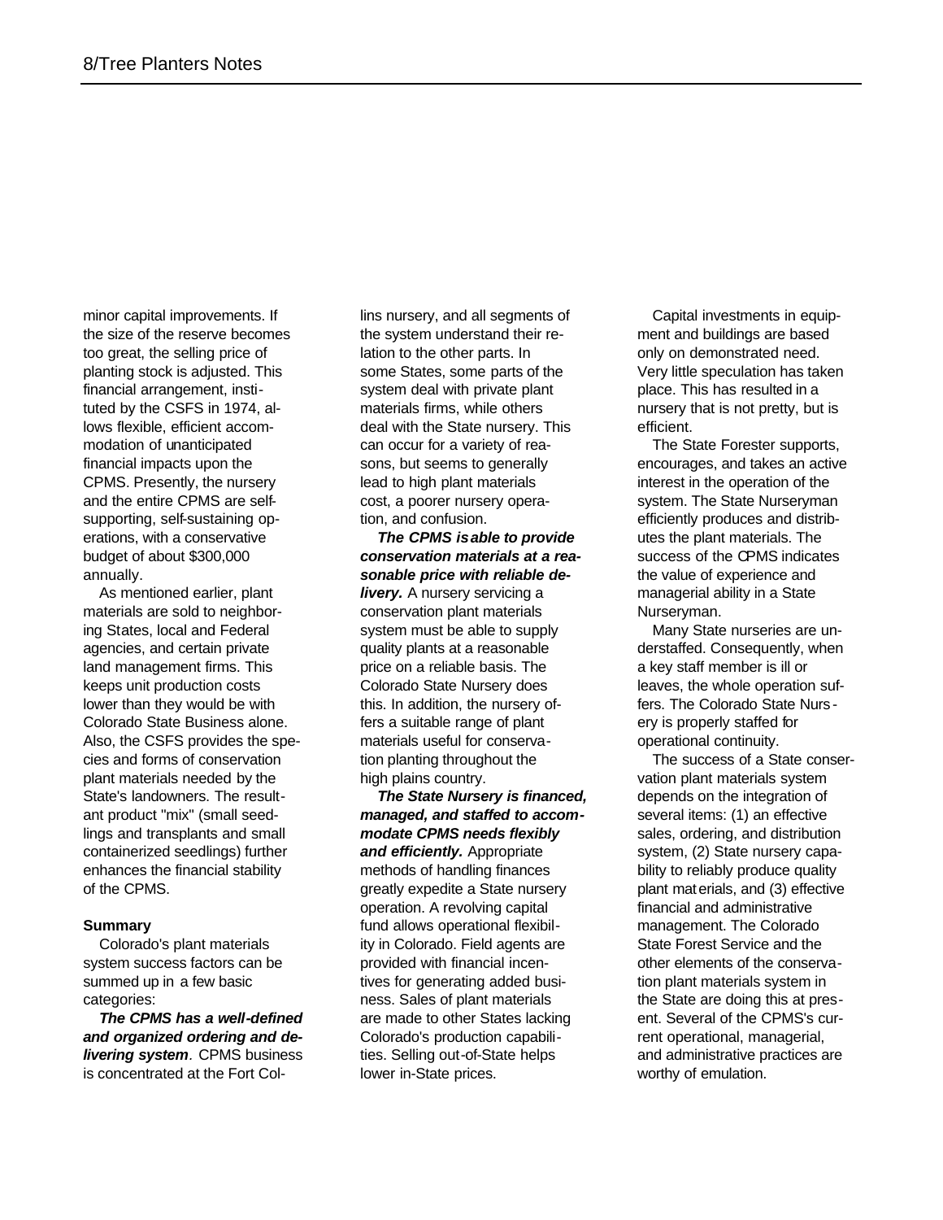minor capital improvements. If the size of the reserve becomes too great, the selling price of planting stock is adjusted. This financial arrangement, instituted by the CSFS in 1974, allows flexible, efficient accommodation of unanticipated financial impacts upon the CPMS. Presently, the nursery and the entire CPMS are self-supporting, self-sustaining operations, with a conservative budget of about $300,000 annually.

As mentioned earlier, plant materials are sold to neighboring States, local and Federal agencies, and certain private land management firms. This keeps unit production costs lower than they would be with Colorado State Business alone. Also, the CSFS provides the species and forms of conservation plant materials needed by the State's landowners. The resultant product "mix" (small seedlings and transplants and small containerized seedlings) further enhances the financial stability of the CPMS.

## Summary

Colorado's plant materials system success factors can be summed up in a few basic categories:

***The CPMS has a well-defined and organized ordering and delivering system***. CPMS business is concentrated at the Fort Collins nursery, and all segments of the system understand their relation to the other parts. In some States, some parts of the system deal with private plant materials firms, while others deal with the State nursery. This can occur for a variety of reasons, but seems to generally lead to high plant materials cost, a poorer nursery operation, and confusion.

***The CPMS is able to provide conservation materials at a reasonable price with reliable delivery.*** A nursery servicing a conservation plant materials system must be able to supply quality plants at a reasonable price on a reliable basis. The Colorado State Nursery does this. In addition, the nursery offers a suitable range of plant materials useful for conservation planting throughout the high plains country.

***The State Nursery is financed, managed, and staffed to accommodate CPMS needs flexibly and efficiently.*** Appropriate methods of handling finances greatly expedite a State nursery operation. A revolving capital fund allows operational flexibility in Colorado. Field agents are provided with financial incentives for generating added business. Sales of plant materials are made to other States lacking Colorado's production capabilities. Selling out-of-State helps lower in-State prices.

Capital investments in equipment and buildings are based only on demonstrated need. Very little speculation has taken place. This has resulted in a nursery that is not pretty, but is efficient.

The State Forester supports, encourages, and takes an active interest in the operation of the system. The State Nurseryman efficiently produces and distributes the plant materials. The success of the CPMS indicates the value of experience and managerial ability in a State Nurseryman.

Many State nurseries are understaffed. Consequently, when a key staff member is ill or leaves, the whole operation suffers. The Colorado State Nursery is properly staffed for operational continuity.

The success of a State conservation plant materials system depends on the integration of several items: (1) an effective sales, ordering, and distribution system, (2) State nursery capability to reliably produce quality plant materials, and (3) effective financial and administrative management. The Colorado State Forest Service and the other elements of the conservation plant materials system in the State are doing this at present. Several of the CPMS's current operational, managerial, and administrative practices are worthy of emulation.